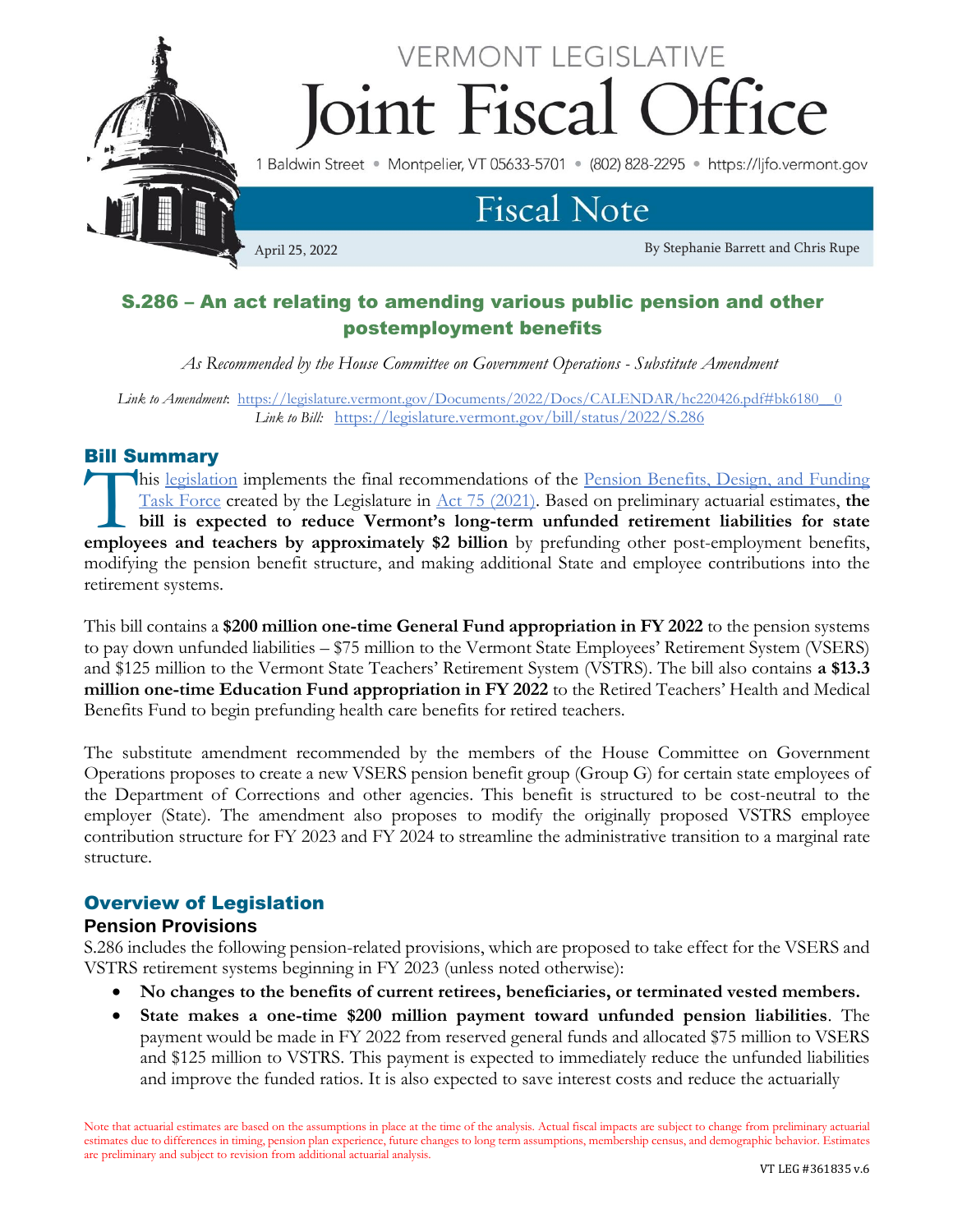# VERMONT LEGISLATIVE Joint Fiscal Office

1 Baldwin Street • Montpelier, VT 05633-5701 • (802) 828-2295 • https://ljfo.vermont.gov

## Fiscal Note

April 25, 2022

By Stephanie Barrett and Chris Rupe

## S.286 – An act relating to amending various public pension and other postemployment benefits

*As Recommended by the House Committee on Government Operations - Substitute Amendment*

*Link to Amendment*: https://legislature.vermont.gov/Documents/2022/Docs/CALENDAR/hc220426.pdf#bk6180__0
*Link to Bill*: https://legislature.vermont.gov/bill/status/2022/S.286

### Bill Summary

This legislation implements the final recommendations of the Pension Benefits, Design, and Funding Task Force created by the Legislature in Act 75 (2021). Based on preliminary actuarial estimates, **the bill is expected to reduce Vermont's long-term unfunded retirement liabilities for state employees and teachers by approximately $2 billion** by prefunding other post-employment benefits, modifying the pension benefit structure, and making additional State and employee contributions into the retirement systems.

This bill contains a **$200 million one-time General Fund appropriation in FY 2022** to the pension systems to pay down unfunded liabilities – $75 million to the Vermont State Employees' Retirement System (VSERS) and $125 million to the Vermont State Teachers' Retirement System (VSTRS). The bill also contains **a $13.3 million one-time Education Fund appropriation in FY 2022** to the Retired Teachers' Health and Medical Benefits Fund to begin prefunding health care benefits for retired teachers.

The substitute amendment recommended by the members of the House Committee on Government Operations proposes to create a new VSERS pension benefit group (Group G) for certain state employees of the Department of Corrections and other agencies. This benefit is structured to be cost-neutral to the employer (State). The amendment also proposes to modify the originally proposed VSTRS employee contribution structure for FY 2023 and FY 2024 to streamline the administrative transition to a marginal rate structure.

### Overview of Legislation

#### Pension Provisions

S.286 includes the following pension-related provisions, which are proposed to take effect for the VSERS and VSTRS retirement systems beginning in FY 2023 (unless noted otherwise):

- **No changes to the benefits of current retirees, beneficiaries, or terminated vested members.**
- **State makes a one-time $200 million payment toward unfunded pension liabilities**. The payment would be made in FY 2022 from reserved general funds and allocated $75 million to VSERS and $125 million to VSTRS. This payment is expected to immediately reduce the unfunded liabilities and improve the funded ratios. It is also expected to save interest costs and reduce the actuarially

Note that actuarial estimates are based on the assumptions in place at the time of the analysis. Actual fiscal impacts are subject to change from preliminary actuarial estimates due to differences in timing, pension plan experience, future changes to long term assumptions, membership census, and demographic behavior. Estimates are preliminary and subject to revision from additional actuarial analysis.

VT LEG #361835 v.6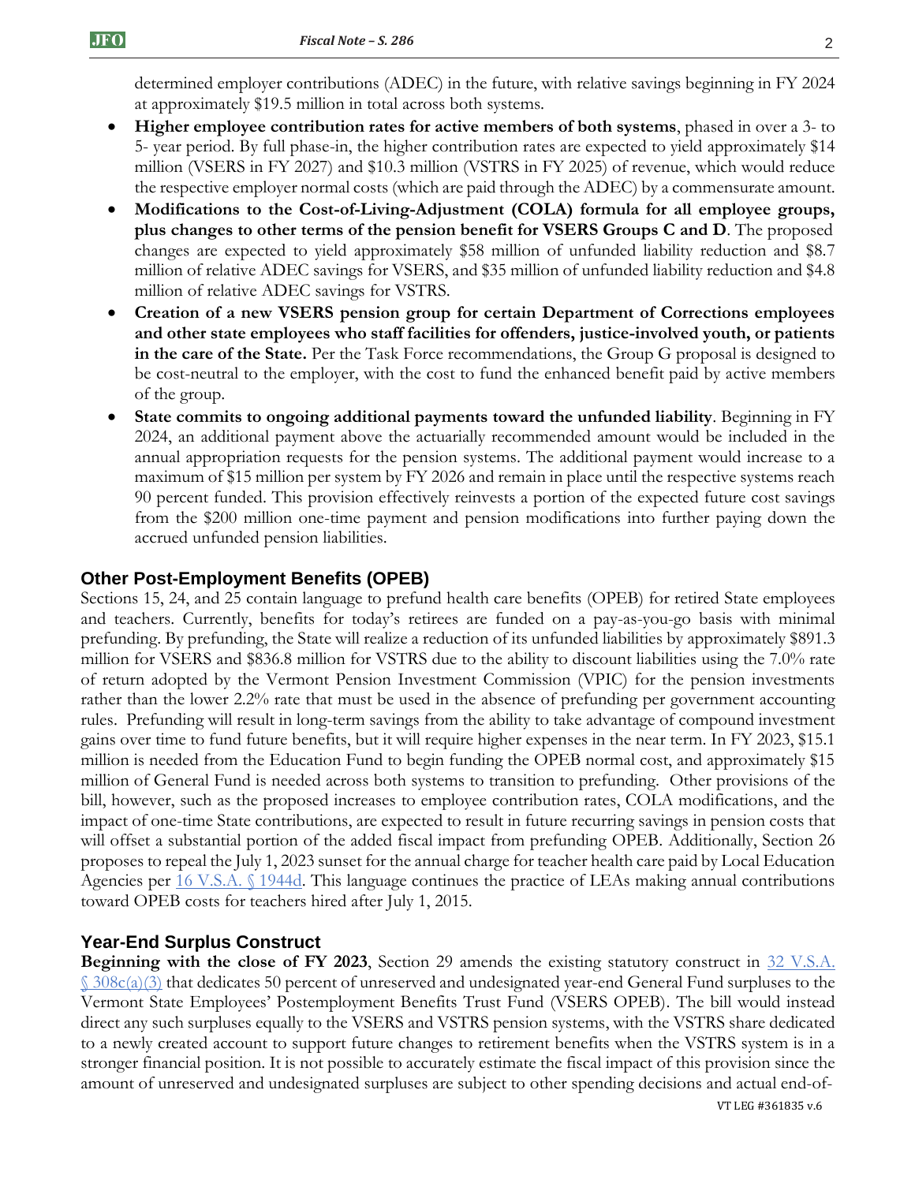determined employer contributions (ADEC) in the future, with relative savings beginning in FY 2024 at approximately $19.5 million in total across both systems.

- **Higher employee contribution rates for active members of both systems**, phased in over a 3- to 5- year period. By full phase-in, the higher contribution rates are expected to yield approximately $14 million (VSERS in FY 2027) and $10.3 million (VSTRS in FY 2025) of revenue, which would reduce the respective employer normal costs (which are paid through the ADEC) by a commensurate amount.
- **Modifications to the Cost-of-Living-Adjustment (COLA) formula for all employee groups, plus changes to other terms of the pension benefit for VSERS Groups C and D**. The proposed changes are expected to yield approximately $58 million of unfunded liability reduction and $8.7 million of relative ADEC savings for VSERS, and $35 million of unfunded liability reduction and $4.8 million of relative ADEC savings for VSTRS.
- **Creation of a new VSERS pension group for certain Department of Corrections employees and other state employees who staff facilities for offenders, justice-involved youth, or patients in the care of the State.** Per the Task Force recommendations, the Group G proposal is designed to be cost-neutral to the employer, with the cost to fund the enhanced benefit paid by active members of the group.
- **State commits to ongoing additional payments toward the unfunded liability**. Beginning in FY 2024, an additional payment above the actuarially recommended amount would be included in the annual appropriation requests for the pension systems. The additional payment would increase to a maximum of $15 million per system by FY 2026 and remain in place until the respective systems reach 90 percent funded. This provision effectively reinvests a portion of the expected future cost savings from the $200 million one-time payment and pension modifications into further paying down the accrued unfunded pension liabilities.

## Other Post-Employment Benefits (OPEB)

Sections 15, 24, and 25 contain language to prefund health care benefits (OPEB) for retired State employees and teachers. Currently, benefits for today's retirees are funded on a pay-as-you-go basis with minimal prefunding. By prefunding, the State will realize a reduction of its unfunded liabilities by approximately $891.3 million for VSERS and $836.8 million for VSTRS due to the ability to discount liabilities using the 7.0% rate of return adopted by the Vermont Pension Investment Commission (VPIC) for the pension investments rather than the lower 2.2% rate that must be used in the absence of prefunding per government accounting rules. Prefunding will result in long-term savings from the ability to take advantage of compound investment gains over time to fund future benefits, but it will require higher expenses in the near term. In FY 2023, $15.1 million is needed from the Education Fund to begin funding the OPEB normal cost, and approximately $15 million of General Fund is needed across both systems to transition to prefunding. Other provisions of the bill, however, such as the proposed increases to employee contribution rates, COLA modifications, and the impact of one-time State contributions, are expected to result in future recurring savings in pension costs that will offset a substantial portion of the added fiscal impact from prefunding OPEB. Additionally, Section 26 proposes to repeal the July 1, 2023 sunset for the annual charge for teacher health care paid by Local Education Agencies per 16 V.S.A. § 1944d. This language continues the practice of LEAs making annual contributions toward OPEB costs for teachers hired after July 1, 2015.

## Year-End Surplus Construct

**Beginning with the close of FY 2023**, Section 29 amends the existing statutory construct in 32 V.S.A. § 308c(a)(3) that dedicates 50 percent of unreserved and undesignated year-end General Fund surpluses to the Vermont State Employees' Postemployment Benefits Trust Fund (VSERS OPEB). The bill would instead direct any such surpluses equally to the VSERS and VSTRS pension systems, with the VSTRS share dedicated to a newly created account to support future changes to retirement benefits when the VSTRS system is in a stronger financial position. It is not possible to accurately estimate the fiscal impact of this provision since the amount of unreserved and undesignated surpluses are subject to other spending decisions and actual end-of-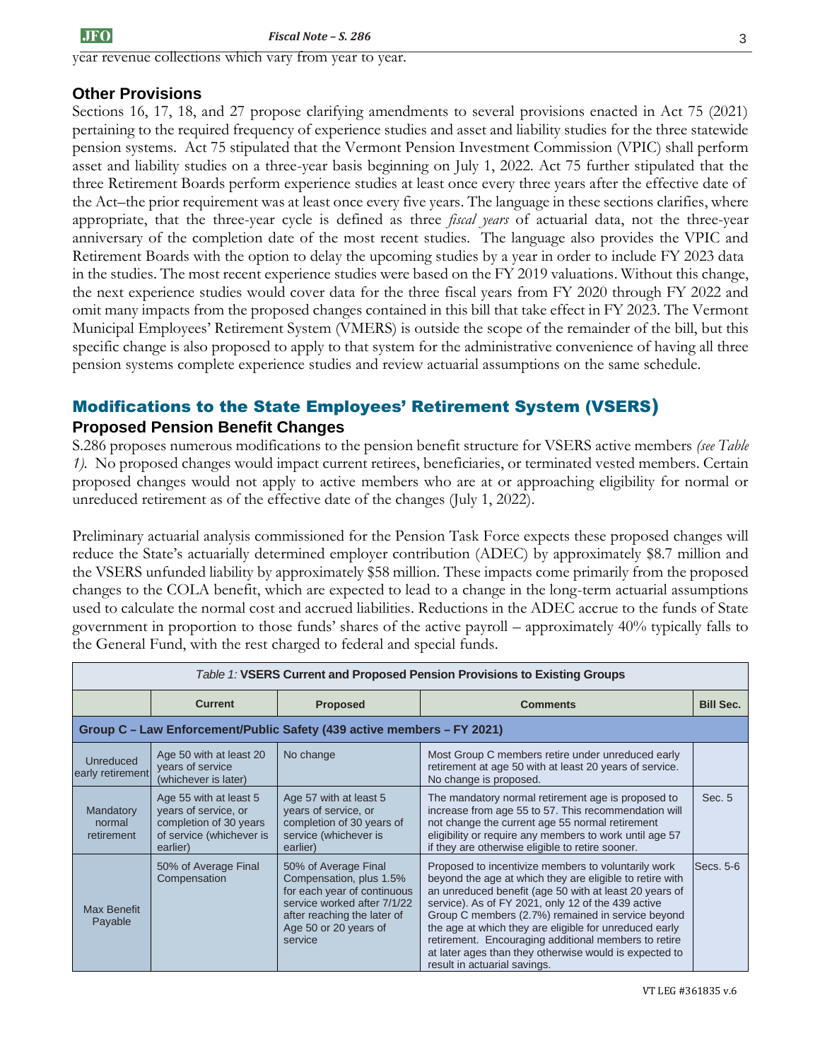year revenue collections which vary from year to year.

### Other Provisions

Sections 16, 17, 18, and 27 propose clarifying amendments to several provisions enacted in Act 75 (2021) pertaining to the required frequency of experience studies and asset and liability studies for the three statewide pension systems. Act 75 stipulated that the Vermont Pension Investment Commission (VPIC) shall perform asset and liability studies on a three-year basis beginning on July 1, 2022. Act 75 further stipulated that the three Retirement Boards perform experience studies at least once every three years after the effective date of the Act–the prior requirement was at least once every five years. The language in these sections clarifies, where appropriate, that the three-year cycle is defined as three *fiscal years* of actuarial data, not the three-year anniversary of the completion date of the most recent studies. The language also provides the VPIC and Retirement Boards with the option to delay the upcoming studies by a year in order to include FY 2023 data in the studies. The most recent experience studies were based on the FY 2019 valuations. Without this change, the next experience studies would cover data for the three fiscal years from FY 2020 through FY 2022 and omit many impacts from the proposed changes contained in this bill that take effect in FY 2023. The Vermont Municipal Employees' Retirement System (VMERS) is outside the scope of the remainder of the bill, but this specific change is also proposed to apply to that system for the administrative convenience of having all three pension systems complete experience studies and review actuarial assumptions on the same schedule.

## Modifications to the State Employees' Retirement System (VSERS)

### Proposed Pension Benefit Changes

S.286 proposes numerous modifications to the pension benefit structure for VSERS active members *(see Table 1)*. No proposed changes would impact current retirees, beneficiaries, or terminated vested members. Certain proposed changes would not apply to active members who are at or approaching eligibility for normal or unreduced retirement as of the effective date of the changes (July 1, 2022).

Preliminary actuarial analysis commissioned for the Pension Task Force expects these proposed changes will reduce the State's actuarially determined employer contribution (ADEC) by approximately $8.7 million and the VSERS unfunded liability by approximately $58 million. These impacts come primarily from the proposed changes to the COLA benefit, which are expected to lead to a change in the long-term actuarial assumptions used to calculate the normal cost and accrued liabilities. Reductions in the ADEC accrue to the funds of State government in proportion to those funds' shares of the active payroll – approximately 40% typically falls to the General Fund, with the rest charged to federal and special funds.

*Table 1:* **VSERS Current and Proposed Pension Provisions to Existing Groups**

| | Current | Proposed | Comments | Bill Sec. |
|---|---|---|---|---|
| **Group C – Law Enforcement/Public Safety (439 active members – FY 2021)** | | | | |
| Unreduced early retirement | Age 50 with at least 20 years of service (whichever is later) | No change | Most Group C members retire under unreduced early retirement at age 50 with at least 20 years of service. No change is proposed. | |
| Mandatory normal retirement | Age 55 with at least 5 years of service, or completion of 30 years of service (whichever is earlier) | Age 57 with at least 5 years of service, or completion of 30 years of service (whichever is earlier) | The mandatory normal retirement age is proposed to increase from age 55 to 57. This recommendation will not change the current age 55 normal retirement eligibility or require any members to work until age 57 if they are otherwise eligible to retire sooner. | Sec. 5 |
| Max Benefit Payable | 50% of Average Final Compensation | 50% of Average Final Compensation, plus 1.5% for each year of continuous service worked after 7/1/22 after reaching the later of Age 50 or 20 years of service | Proposed to incentivize members to voluntarily work beyond the age at which they are eligible to retire with an unreduced benefit (age 50 with at least 20 years of service). As of FY 2021, only 12 of the 439 active Group C members (2.7%) remained in service beyond the age at which they are eligible for unreduced early retirement. Encouraging additional members to retire at later ages than they otherwise would is expected to result in actuarial savings. | Secs. 5-6 |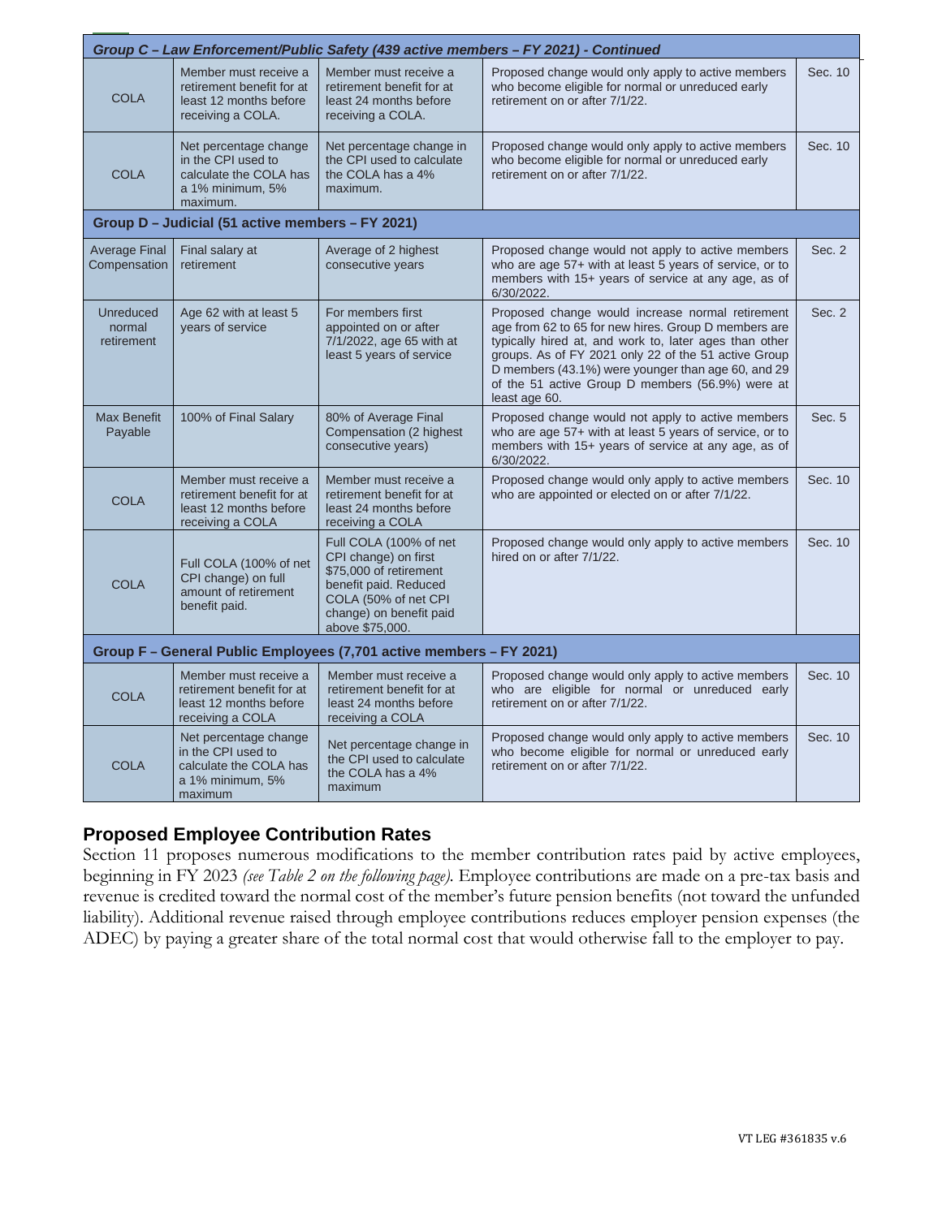| Group C – Law Enforcement/Public Safety (439 active members – FY 2021) - Continued | | | | |
|---|---|---|---|---|
| COLA | Member must receive a retirement benefit for at least 12 months before receiving a COLA. | Member must receive a retirement benefit for at least 24 months before receiving a COLA. | Proposed change would only apply to active members who become eligible for normal or unreduced early retirement on or after 7/1/22. | Sec. 10 |
| COLA | Net percentage change in the CPI used to calculate the COLA has a 1% minimum, 5% maximum. | Net percentage change in the CPI used to calculate the COLA has a 4% maximum. | Proposed change would only apply to active members who become eligible for normal or unreduced early retirement on or after 7/1/22. | Sec. 10 |
| **Group D – Judicial (51 active members – FY 2021)** | | | | |
| Average Final Compensation | Final salary at retirement | Average of 2 highest consecutive years | Proposed change would not apply to active members who are age 57+ with at least 5 years of service, or to members with 15+ years of service at any age, as of 6/30/2022. | Sec. 2 |
| Unreduced normal retirement | Age 62 with at least 5 years of service | For members first appointed on or after 7/1/2022, age 65 with at least 5 years of service | Proposed change would increase normal retirement age from 62 to 65 for new hires. Group D members are typically hired at, and work to, later ages than other groups. As of FY 2021 only 22 of the 51 active Group D members (43.1%) were younger than age 60, and 29 of the 51 active Group D members (56.9%) were at least age 60. | Sec. 2 |
| Max Benefit Payable | 100% of Final Salary | 80% of Average Final Compensation (2 highest consecutive years) | Proposed change would not apply to active members who are age 57+ with at least 5 years of service, or to members with 15+ years of service at any age, as of 6/30/2022. | Sec. 5 |
| COLA | Member must receive a retirement benefit for at least 12 months before receiving a COLA | Member must receive a retirement benefit for at least 24 months before receiving a COLA | Proposed change would only apply to active members who are appointed or elected on or after 7/1/22. | Sec. 10 |
| COLA | Full COLA (100% of net CPI change) on full amount of retirement benefit paid. | Full COLA (100% of net CPI change) on first $75,000 of retirement benefit paid. Reduced COLA (50% of net CPI change) on benefit paid above $75,000. | Proposed change would only apply to active members hired on or after 7/1/22. | Sec. 10 |
| **Group F – General Public Employees (7,701 active members – FY 2021)** | | | | |
| COLA | Member must receive a retirement benefit for at least 12 months before receiving a COLA | Member must receive a retirement benefit for at least 24 months before receiving a COLA | Proposed change would only apply to active members who are eligible for normal or unreduced early retirement on or after 7/1/22. | Sec. 10 |
| COLA | Net percentage change in the CPI used to calculate the COLA has a 1% minimum, 5% maximum | Net percentage change in the CPI used to calculate the COLA has a 4% maximum | Proposed change would only apply to active members who become eligible for normal or unreduced early retirement on or after 7/1/22. | Sec. 10 |

## Proposed Employee Contribution Rates

Section 11 proposes numerous modifications to the member contribution rates paid by active employees, beginning in FY 2023 *(see Table 2 on the following page)*. Employee contributions are made on a pre-tax basis and revenue is credited toward the normal cost of the member's future pension benefits (not toward the unfunded liability). Additional revenue raised through employee contributions reduces employer pension expenses (the ADEC) by paying a greater share of the total normal cost that would otherwise fall to the employer to pay.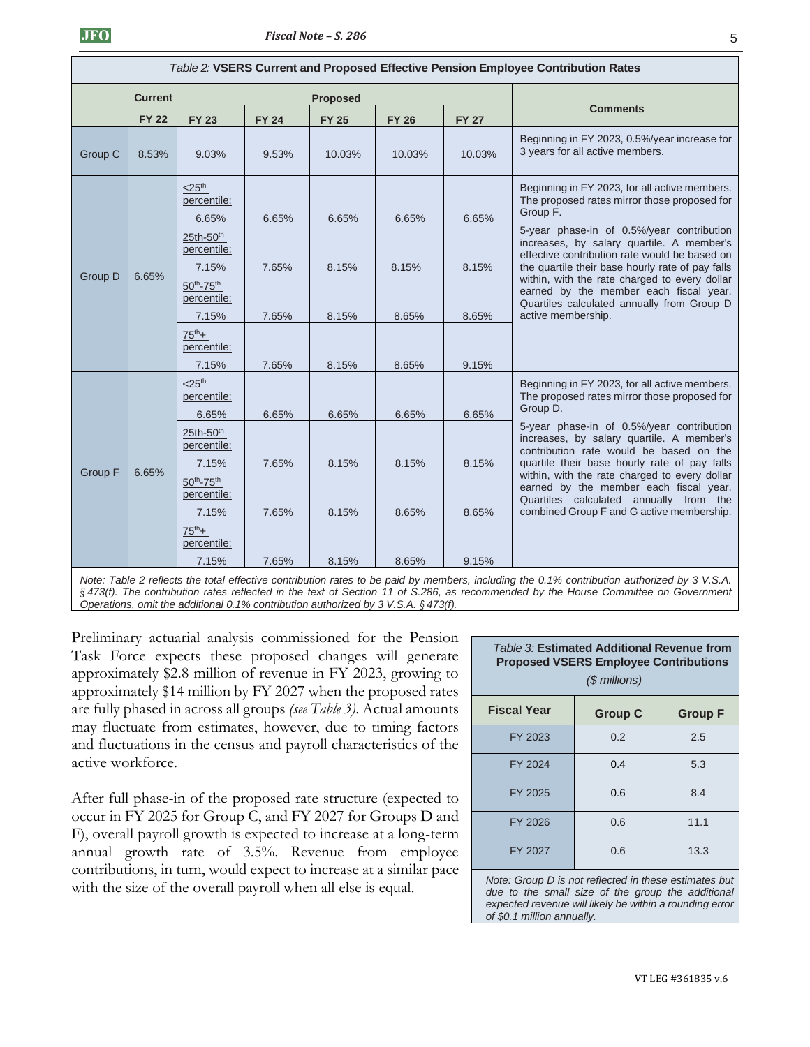*Table 2:* **VSERS Current and Proposed Effective Pension Employee Contribution Rates**

| | Current | Proposed | | | | | Comments |
|---|---|---|---|---|---|---|---|
| | FY 22 | FY 23 | FY 24 | FY 25 | FY 26 | FY 27 | |
| Group C | 8.53% | 9.03% | 9.53% | 10.03% | 10.03% | 10.03% | Beginning in FY 2023, 0.5%/year increase for 3 years for all active members. |
| Group D | 6.65% | <25th percentile: 6.65% | 6.65% | 6.65% | 6.65% | 6.65% | Beginning in FY 2023, for all active members. The proposed rates mirror those proposed for Group F. 5-year phase-in of 0.5%/year contribution increases, by salary quartile. A member's effective contribution rate would be based on the quartile their base hourly rate of pay falls within, with the rate charged to every dollar earned by the member each fiscal year. Quartiles calculated annually from Group D active membership. |
| | | 25th-50th percentile: 7.15% | 7.65% | 8.15% | 8.15% | 8.15% | |
| | | 50th-75th percentile: 7.15% | 7.65% | 8.15% | 8.65% | 8.65% | |
| | | 75th+ percentile: 7.15% | 7.65% | 8.15% | 8.65% | 9.15% | |
| Group F | 6.65% | <25th percentile: 6.65% | 6.65% | 6.65% | 6.65% | 6.65% | Beginning in FY 2023, for all active members. The proposed rates mirror those proposed for Group D. 5-year phase-in of 0.5%/year contribution increases, by salary quartile. A member's contribution rate would be based on the quartile their base hourly rate of pay falls within, with the rate charged to every dollar earned by the member each fiscal year. Quartiles calculated annually from the combined Group F and G active membership. |
| | | 25th-50th percentile: 7.15% | 7.65% | 8.15% | 8.15% | 8.15% | |
| | | 50th-75th percentile: 7.15% | 7.65% | 8.15% | 8.65% | 8.65% | |
| | | 75th+ percentile: 7.15% | 7.65% | 8.15% | 8.65% | 9.15% | |

*Note: Table 2 reflects the total effective contribution rates to be paid by members, including the 0.1% contribution authorized by 3 V.S.A. § 473(f). The contribution rates reflected in the text of Section 11 of S.286, as recommended by the House Committee on Government Operations, omit the additional 0.1% contribution authorized by 3 V.S.A. § 473(f).*

Preliminary actuarial analysis commissioned for the Pension Task Force expects these proposed changes will generate approximately $2.8 million of revenue in FY 2023, growing to approximately $14 million by FY 2027 when the proposed rates are fully phased in across all groups *(see Table 3)*. Actual amounts may fluctuate from estimates, however, due to timing factors and fluctuations in the census and payroll characteristics of the active workforce.

After full phase-in of the proposed rate structure (expected to occur in FY 2025 for Group C, and FY 2027 for Groups D and F), overall payroll growth is expected to increase at a long-term annual growth rate of 3.5%. Revenue from employee contributions, in turn, would expect to increase at a similar pace with the size of the overall payroll when all else is equal.

*Table 3:* **Estimated Additional Revenue from Proposed VSERS Employee Contributions**
*($ millions)*

| Fiscal Year | Group C | Group F |
|---|---|---|
| FY 2023 | 0.2 | 2.5 |
| FY 2024 | 0.4 | 5.3 |
| FY 2025 | 0.6 | 8.4 |
| FY 2026 | 0.6 | 11.1 |
| FY 2027 | 0.6 | 13.3 |

*Note: Group D is not reflected in these estimates but due to the small size of the group the additional expected revenue will likely be within a rounding error of $0.1 million annually.*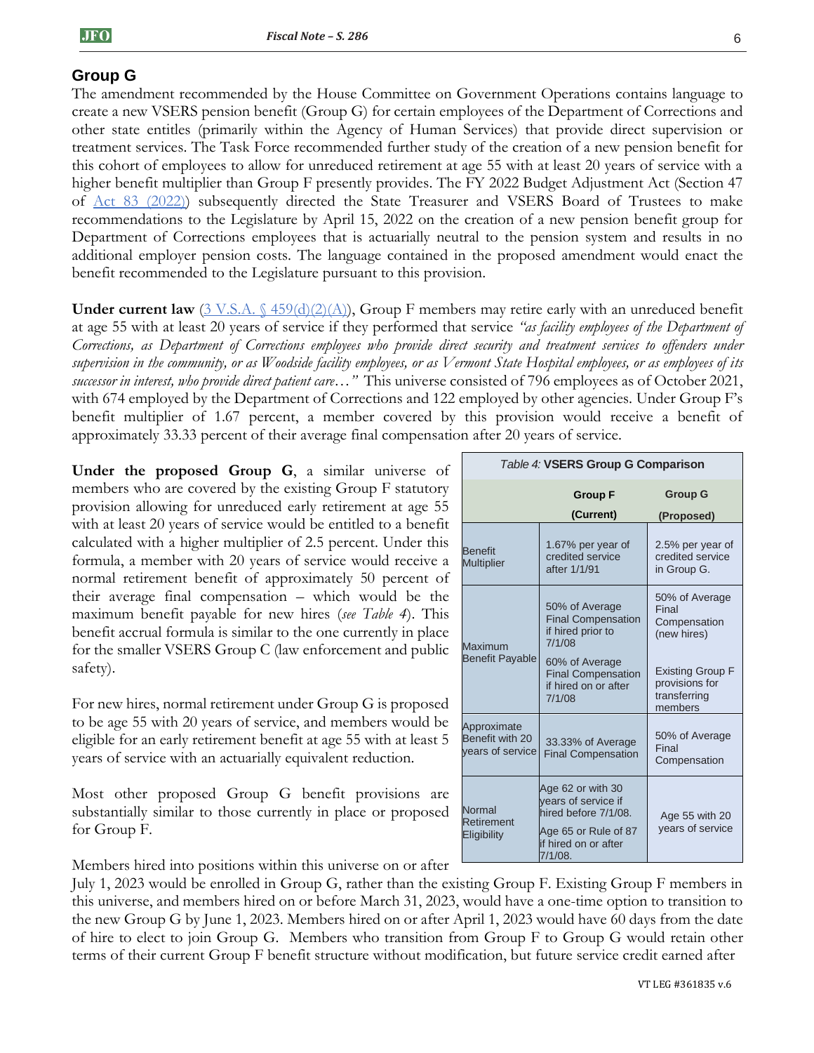## Group G

The amendment recommended by the House Committee on Government Operations contains language to create a new VSERS pension benefit (Group G) for certain employees of the Department of Corrections and other state entitles (primarily within the Agency of Human Services) that provide direct supervision or treatment services. The Task Force recommended further study of the creation of a new pension benefit for this cohort of employees to allow for unreduced retirement at age 55 with at least 20 years of service with a higher benefit multiplier than Group F presently provides. The FY 2022 Budget Adjustment Act (Section 47 of [Act 83 (2022)]) subsequently directed the State Treasurer and VSERS Board of Trustees to make recommendations to the Legislature by April 15, 2022 on the creation of a new pension benefit group for Department of Corrections employees that is actuarially neutral to the pension system and results in no additional employer pension costs. The language contained in the proposed amendment would enact the benefit recommended to the Legislature pursuant to this provision.

**Under current law** ([3 V.S.A. § 459(d)(2)(A)]), Group F members may retire early with an unreduced benefit at age 55 with at least 20 years of service if they performed that service *"as facility employees of the Department of Corrections, as Department of Corrections employees who provide direct security and treatment services to offenders under supervision in the community, or as Woodside facility employees, or as Vermont State Hospital employees, or as employees of its successor in interest, who provide direct patient care…"* This universe consisted of 796 employees as of October 2021, with 674 employed by the Department of Corrections and 122 employed by other agencies. Under Group F's benefit multiplier of 1.67 percent, a member covered by this provision would receive a benefit of approximately 33.33 percent of their average final compensation after 20 years of service.

**Under the proposed Group G**, a similar universe of members who are covered by the existing Group F statutory provision allowing for unreduced early retirement at age 55 with at least 20 years of service would be entitled to a benefit calculated with a higher multiplier of 2.5 percent. Under this formula, a member with 20 years of service would receive a normal retirement benefit of approximately 50 percent of their average final compensation – which would be the maximum benefit payable for new hires (*see Table 4*). This benefit accrual formula is similar to the one currently in place for the smaller VSERS Group C (law enforcement and public safety).

*Table 4:* **VSERS Group G Comparison**

| | Group F (Current) | Group G (Proposed) |
|---|---|---|
| Benefit Multiplier | 1.67% per year of credited service after 1/1/91 | 2.5% per year of credited service in Group G. |
| Maximum Benefit Payable | 50% of Average Final Compensation if hired prior to 7/1/08<br>60% of Average Final Compensation if hired on or after 7/1/08 | 50% of Average Final Compensation (new hires)<br>Existing Group F provisions for transferring members |
| Approximate Benefit with 20 years of service | 33.33% of Average Final Compensation | 50% of Average Final Compensation |
| Normal Retirement Eligibility | Age 62 or with 30 years of service if hired before 7/1/08.<br>Age 65 or Rule of 87 if hired on or after 7/1/08. | Age 55 with 20 years of service |

For new hires, normal retirement under Group G is proposed to be age 55 with 20 years of service, and members would be eligible for an early retirement benefit at age 55 with at least 5 years of service with an actuarially equivalent reduction.

Most other proposed Group G benefit provisions are substantially similar to those currently in place or proposed for Group F.

Members hired into positions within this universe on or after July 1, 2023 would be enrolled in Group G, rather than the existing Group F. Existing Group F members in this universe, and members hired on or before March 31, 2023, would have a one-time option to transition to the new Group G by June 1, 2023. Members hired on or after April 1, 2023 would have 60 days from the date of hire to elect to join Group G. Members who transition from Group F to Group G would retain other terms of their current Group F benefit structure without modification, but future service credit earned after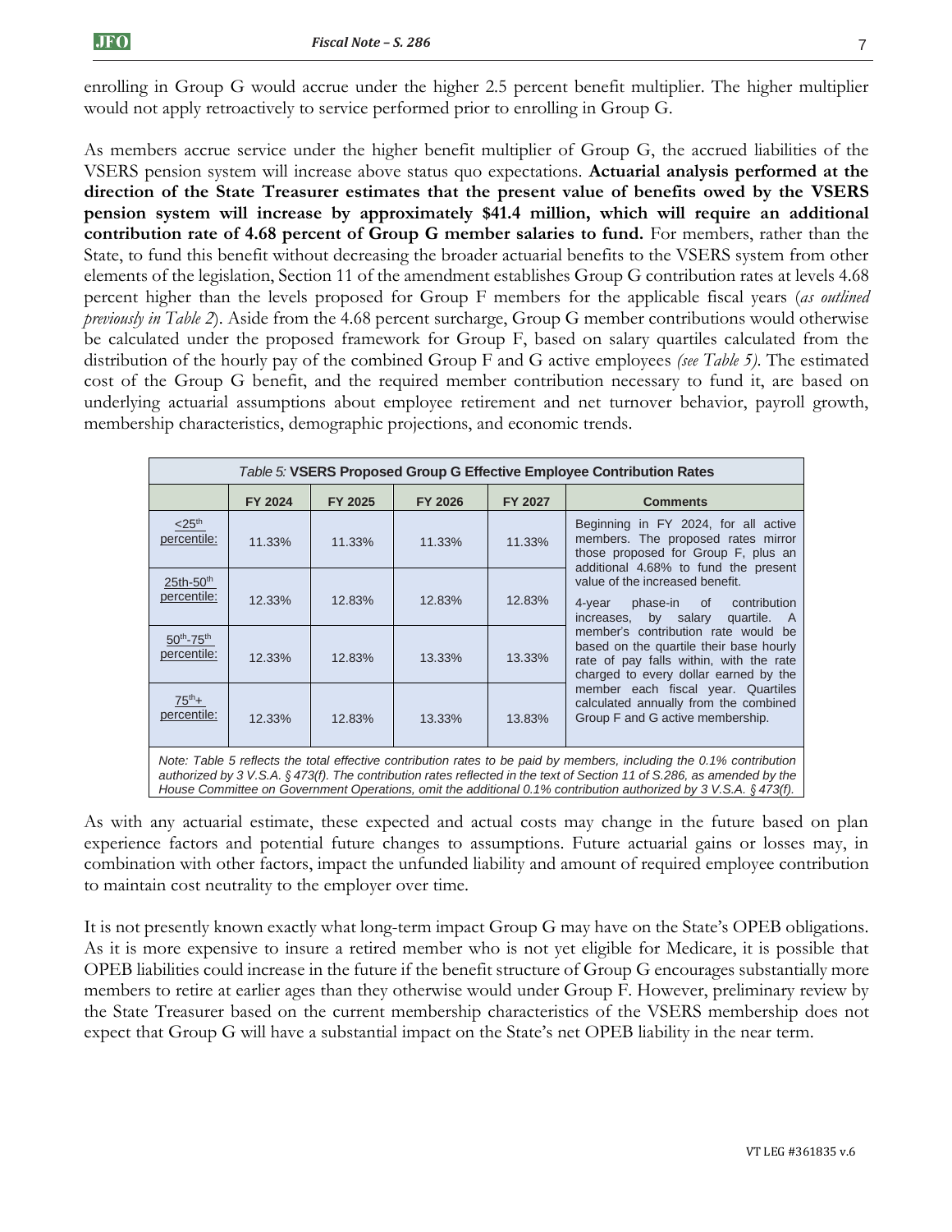enrolling in Group G would accrue under the higher 2.5 percent benefit multiplier. The higher multiplier would not apply retroactively to service performed prior to enrolling in Group G.

As members accrue service under the higher benefit multiplier of Group G, the accrued liabilities of the VSERS pension system will increase above status quo expectations. **Actuarial analysis performed at the direction of the State Treasurer estimates that the present value of benefits owed by the VSERS pension system will increase by approximately $41.4 million, which will require an additional contribution rate of 4.68 percent of Group G member salaries to fund.** For members, rather than the State, to fund this benefit without decreasing the broader actuarial benefits to the VSERS system from other elements of the legislation, Section 11 of the amendment establishes Group G contribution rates at levels 4.68 percent higher than the levels proposed for Group F members for the applicable fiscal years (*as outlined previously in Table 2*). Aside from the 4.68 percent surcharge, Group G member contributions would otherwise be calculated under the proposed framework for Group F, based on salary quartiles calculated from the distribution of the hourly pay of the combined Group F and G active employees *(see Table 5)*. The estimated cost of the Group G benefit, and the required member contribution necessary to fund it, are based on underlying actuarial assumptions about employee retirement and net turnover behavior, payroll growth, membership characteristics, demographic projections, and economic trends.

*Table 5:* **VSERS Proposed Group G Effective Employee Contribution Rates**

| | FY 2024 | FY 2025 | FY 2026 | FY 2027 | Comments |
|---|---|---|---|---|---|
| <25th percentile: | 11.33% | 11.33% | 11.33% | 11.33% | Beginning in FY 2024, for all active members. The proposed rates mirror those proposed for Group F, plus an additional 4.68% to fund the present value of the increased benefit. 4-year phase-in of contribution increases, by salary quartile. A member's contribution rate would be based on the quartile their base hourly rate of pay falls within, with the rate charged to every dollar earned by the member each fiscal year. Quartiles calculated annually from the combined Group F and G active membership. |
| 25th-50th percentile: | 12.33% | 12.83% | 12.83% | 12.83% | |
| 50th-75th percentile: | 12.33% | 12.83% | 13.33% | 13.33% | |
| 75th+ percentile: | 12.33% | 12.83% | 13.33% | 13.83% | |

*Note: Table 5 reflects the total effective contribution rates to be paid by members, including the 0.1% contribution authorized by 3 V.S.A. § 473(f). The contribution rates reflected in the text of Section 11 of S.286, as amended by the House Committee on Government Operations, omit the additional 0.1% contribution authorized by 3 V.S.A. § 473(f).*

As with any actuarial estimate, these expected and actual costs may change in the future based on plan experience factors and potential future changes to assumptions. Future actuarial gains or losses may, in combination with other factors, impact the unfunded liability and amount of required employee contribution to maintain cost neutrality to the employer over time.

It is not presently known exactly what long-term impact Group G may have on the State's OPEB obligations. As it is more expensive to insure a retired member who is not yet eligible for Medicare, it is possible that OPEB liabilities could increase in the future if the benefit structure of Group G encourages substantially more members to retire at earlier ages than they otherwise would under Group F. However, preliminary review by the State Treasurer based on the current membership characteristics of the VSERS membership does not expect that Group G will have a substantial impact on the State's net OPEB liability in the near term.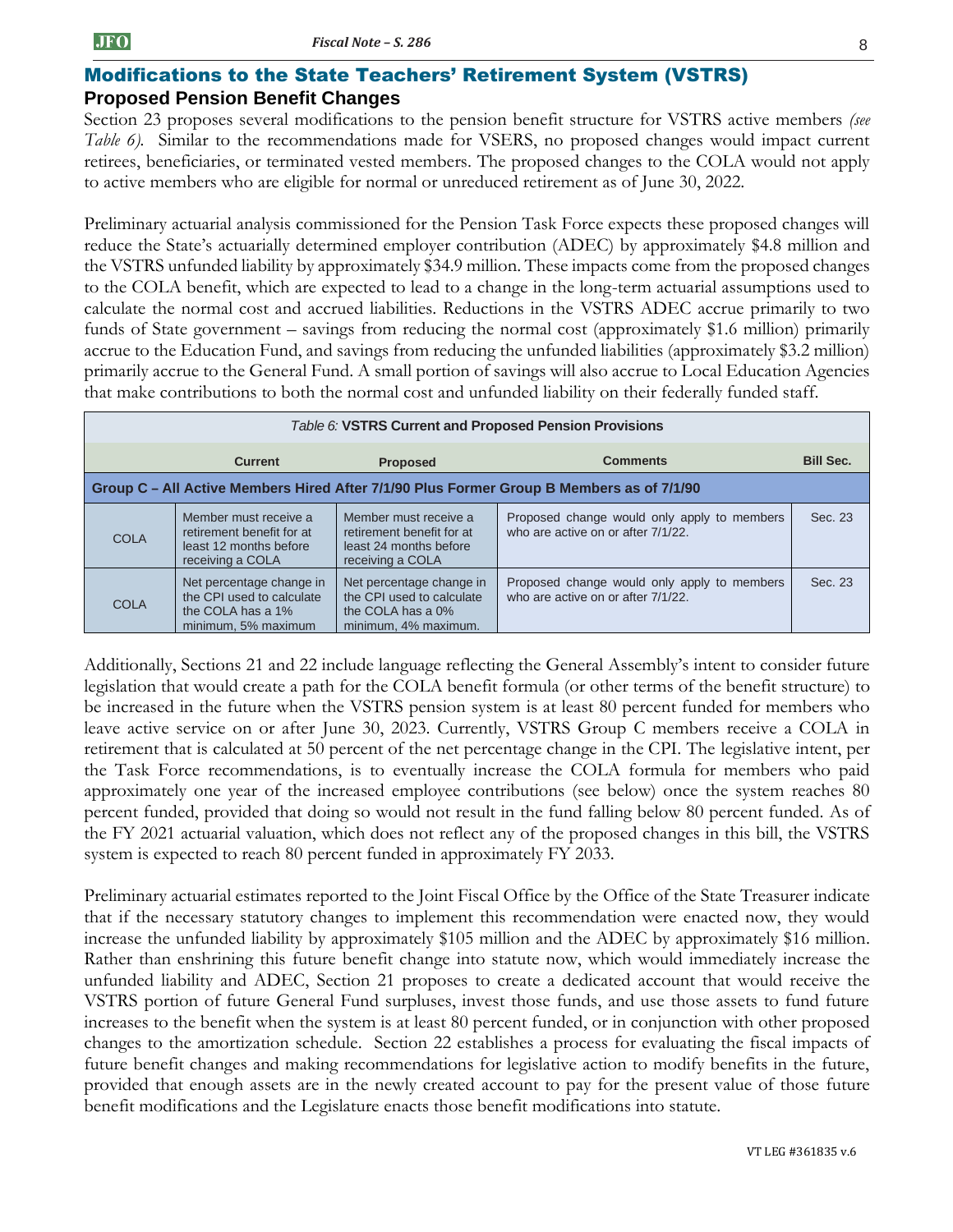## Modifications to the State Teachers' Retirement System (VSTRS)

### Proposed Pension Benefit Changes

Section 23 proposes several modifications to the pension benefit structure for VSTRS active members *(see Table 6)*. Similar to the recommendations made for VSERS, no proposed changes would impact current retirees, beneficiaries, or terminated vested members. The proposed changes to the COLA would not apply to active members who are eligible for normal or unreduced retirement as of June 30, 2022.

Preliminary actuarial analysis commissioned for the Pension Task Force expects these proposed changes will reduce the State's actuarially determined employer contribution (ADEC) by approximately $4.8 million and the VSTRS unfunded liability by approximately $34.9 million. These impacts come from the proposed changes to the COLA benefit, which are expected to lead to a change in the long-term actuarial assumptions used to calculate the normal cost and accrued liabilities. Reductions in the VSTRS ADEC accrue primarily to two funds of State government – savings from reducing the normal cost (approximately $1.6 million) primarily accrue to the Education Fund, and savings from reducing the unfunded liabilities (approximately $3.2 million) primarily accrue to the General Fund. A small portion of savings will also accrue to Local Education Agencies that make contributions to both the normal cost and unfunded liability on their federally funded staff.

*Table 6:* **VSTRS Current and Proposed Pension Provisions**

| | Current | Proposed | Comments | Bill Sec. |
|---|---|---|---|---|
| **Group C – All Active Members Hired After 7/1/90 Plus Former Group B Members as of 7/1/90** | | | | |
| COLA | Member must receive a retirement benefit for at least 12 months before receiving a COLA | Member must receive a retirement benefit for at least 24 months before receiving a COLA | Proposed change would only apply to members who are active on or after 7/1/22. | Sec. 23 |
| COLA | Net percentage change in the CPI used to calculate the COLA has a 1% minimum, 5% maximum | Net percentage change in the CPI used to calculate the COLA has a 0% minimum, 4% maximum. | Proposed change would only apply to members who are active on or after 7/1/22. | Sec. 23 |

Additionally, Sections 21 and 22 include language reflecting the General Assembly's intent to consider future legislation that would create a path for the COLA benefit formula (or other terms of the benefit structure) to be increased in the future when the VSTRS pension system is at least 80 percent funded for members who leave active service on or after June 30, 2023. Currently, VSTRS Group C members receive a COLA in retirement that is calculated at 50 percent of the net percentage change in the CPI. The legislative intent, per the Task Force recommendations, is to eventually increase the COLA formula for members who paid approximately one year of the increased employee contributions (see below) once the system reaches 80 percent funded, provided that doing so would not result in the fund falling below 80 percent funded. As of the FY 2021 actuarial valuation, which does not reflect any of the proposed changes in this bill, the VSTRS system is expected to reach 80 percent funded in approximately FY 2033.

Preliminary actuarial estimates reported to the Joint Fiscal Office by the Office of the State Treasurer indicate that if the necessary statutory changes to implement this recommendation were enacted now, they would increase the unfunded liability by approximately $105 million and the ADEC by approximately $16 million. Rather than enshrining this future benefit change into statute now, which would immediately increase the unfunded liability and ADEC, Section 21 proposes to create a dedicated account that would receive the VSTRS portion of future General Fund surpluses, invest those funds, and use those assets to fund future increases to the benefit when the system is at least 80 percent funded, or in conjunction with other proposed changes to the amortization schedule. Section 22 establishes a process for evaluating the fiscal impacts of future benefit changes and making recommendations for legislative action to modify benefits in the future, provided that enough assets are in the newly created account to pay for the present value of those future benefit modifications and the Legislature enacts those benefit modifications into statute.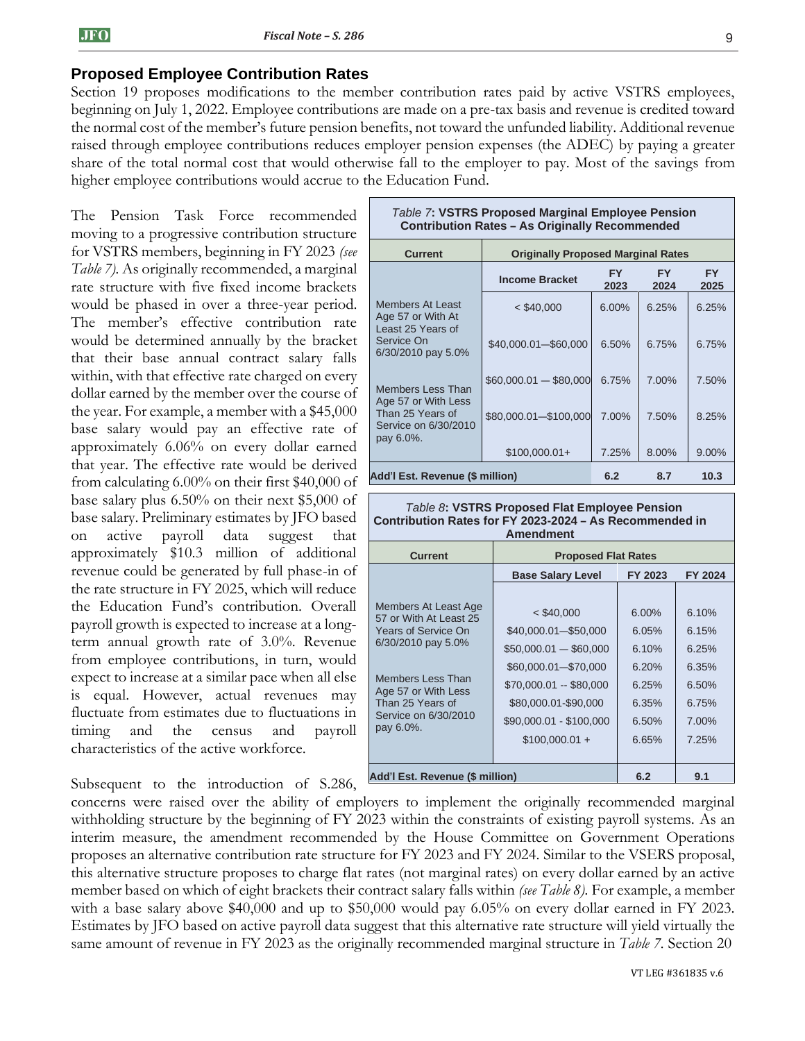## Proposed Employee Contribution Rates

Section 19 proposes modifications to the member contribution rates paid by active VSTRS employees, beginning on July 1, 2022. Employee contributions are made on a pre-tax basis and revenue is credited toward the normal cost of the member's future pension benefits, not toward the unfunded liability. Additional revenue raised through employee contributions reduces employer pension expenses (the ADEC) by paying a greater share of the total normal cost that would otherwise fall to the employer to pay. Most of the savings from higher employee contributions would accrue to the Education Fund.

The Pension Task Force recommended moving to a progressive contribution structure for VSTRS members, beginning in FY 2023 *(see Table 7)*. As originally recommended, a marginal rate structure with five fixed income brackets would be phased in over a three-year period. The member's effective contribution rate would be determined annually by the bracket that their base annual contract salary falls within, with that effective rate charged on every dollar earned by the member over the course of the year. For example, a member with a $45,000 base salary would pay an effective rate of approximately 6.06% on every dollar earned that year. The effective rate would be derived from calculating 6.00% on their first $40,000 of base salary plus 6.50% on their next $5,000 of base salary. Preliminary estimates by JFO based on active payroll data suggest that approximately $10.3 million of additional revenue could be generated by full phase-in of the rate structure in FY 2025, which will reduce the Education Fund's contribution. Overall payroll growth is expected to increase at a long-term annual growth rate of 3.0%. Revenue from employee contributions, in turn, would expect to increase at a similar pace when all else is equal. However, actual revenues may fluctuate from estimates due to fluctuations in timing and the census and payroll characteristics of the active workforce.

*Table 7*: **VSTRS Proposed Marginal Employee Pension Contribution Rates – As Originally Recommended**

| Current | Originally Proposed Marginal Rates | | | |
|---|---|---|---|---|
| | **Income Bracket** | **FY 2023** | **FY 2024** | **FY 2025** |
| Members At Least Age 57 or With At Least 25 Years of Service On 6/30/2010 pay 5.0% | < $40,000 | 6.00% | 6.25% | 6.25% |
| | $40,000.01—$60,000 | 6.50% | 6.75% | 6.75% |
| Members Less Than Age 57 or With Less Than 25 Years of Service on 6/30/2010 pay 6.0%. | $60,000.01 — $80,000 | 6.75% | 7.00% | 7.50% |
| | $80,000.01—$100,000 | 7.00% | 7.50% | 8.25% |
| | $100,000.01+ | 7.25% | 8.00% | 9.00% |
| **Add'l Est. Revenue ($ million)** | | **6.2** | **8.7** | **10.3** |

*Table 8*: **VSTRS Proposed Flat Employee Pension Contribution Rates for FY 2023-2024 – As Recommended in Amendment**

| Current | Proposed Flat Rates | | |
|---|---|---|---|
| | **Base Salary Level** | **FY 2023** | **FY 2024** |
| Members At Least Age 57 or With At Least 25 Years of Service On 6/30/2010 pay 5.0% | < $40,000 | 6.00% | 6.10% |
| | $40,000.01—$50,000 | 6.05% | 6.15% |
| | $50,000.01 — $60,000 | 6.10% | 6.25% |
| | $60,000.01—$70,000 | 6.20% | 6.35% |
| Members Less Than Age 57 or With Less Than 25 Years of Service on 6/30/2010 pay 6.0%. | $70,000.01 -- $80,000 | 6.25% | 6.50% |
| | $80,000.01-$90,000 | 6.35% | 6.75% |
| | $90,000.01 - $100,000 | 6.50% | 7.00% |
| | $100,000.01 + | 6.65% | 7.25% |
| **Add'l Est. Revenue ($ million)** | | **6.2** | **9.1** |

Subsequent to the introduction of S.286, concerns were raised over the ability of employers to implement the originally recommended marginal withholding structure by the beginning of FY 2023 within the constraints of existing payroll systems. As an interim measure, the amendment recommended by the House Committee on Government Operations proposes an alternative contribution rate structure for FY 2023 and FY 2024. Similar to the VSERS proposal, this alternative structure proposes to charge flat rates (not marginal rates) on every dollar earned by an active member based on which of eight brackets their contract salary falls within *(see Table 8)*. For example, a member with a base salary above $40,000 and up to $50,000 would pay 6.05% on every dollar earned in FY 2023. Estimates by JFO based on active payroll data suggest that this alternative rate structure will yield virtually the same amount of revenue in FY 2023 as the originally recommended marginal structure in *Table 7*. Section 20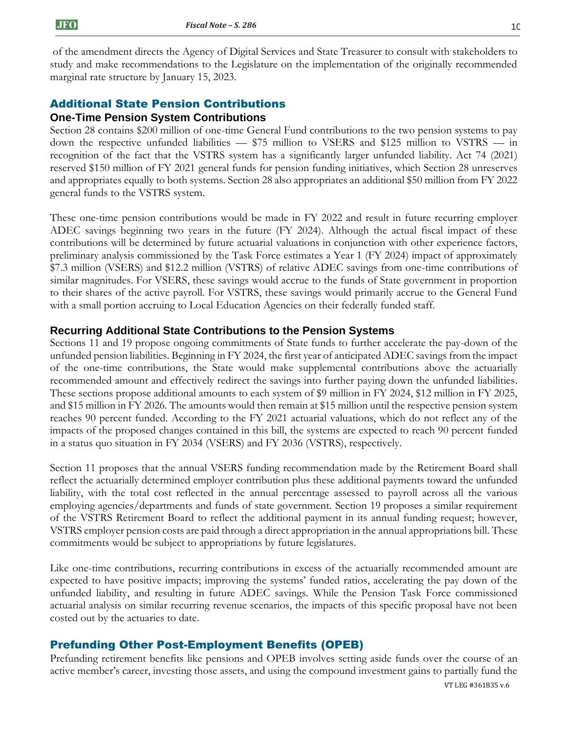of the amendment directs the Agency of Digital Services and State Treasurer to consult with stakeholders to study and make recommendations to the Legislature on the implementation of the originally recommended marginal rate structure by January 15, 2023.

## Additional State Pension Contributions

### One-Time Pension System Contributions

Section 28 contains $200 million of one-time General Fund contributions to the two pension systems to pay down the respective unfunded liabilities — $75 million to VSERS and $125 million to VSTRS — in recognition of the fact that the VSTRS system has a significantly larger unfunded liability. Act 74 (2021) reserved $150 million of FY 2021 general funds for pension funding initiatives, which Section 28 unreserves and appropriates equally to both systems. Section 28 also appropriates an additional $50 million from FY 2022 general funds to the VSTRS system.

These one-time pension contributions would be made in FY 2022 and result in future recurring employer ADEC savings beginning two years in the future (FY 2024). Although the actual fiscal impact of these contributions will be determined by future actuarial valuations in conjunction with other experience factors, preliminary analysis commissioned by the Task Force estimates a Year 1 (FY 2024) impact of approximately $7.3 million (VSERS) and $12.2 million (VSTRS) of relative ADEC savings from one-time contributions of similar magnitudes. For VSERS, these savings would accrue to the funds of State government in proportion to their shares of the active payroll. For VSTRS, these savings would primarily accrue to the General Fund with a small portion accruing to Local Education Agencies on their federally funded staff.

### Recurring Additional State Contributions to the Pension Systems

Sections 11 and 19 propose ongoing commitments of State funds to further accelerate the pay-down of the unfunded pension liabilities. Beginning in FY 2024, the first year of anticipated ADEC savings from the impact of the one-time contributions, the State would make supplemental contributions above the actuarially recommended amount and effectively redirect the savings into further paying down the unfunded liabilities. These sections propose additional amounts to each system of $9 million in FY 2024, $12 million in FY 2025, and $15 million in FY 2026. The amounts would then remain at $15 million until the respective pension system reaches 90 percent funded. According to the FY 2021 actuarial valuations, which do not reflect any of the impacts of the proposed changes contained in this bill, the systems are expected to reach 90 percent funded in a status quo situation in FY 2034 (VSERS) and FY 2036 (VSTRS), respectively.

Section 11 proposes that the annual VSERS funding recommendation made by the Retirement Board shall reflect the actuarially determined employer contribution plus these additional payments toward the unfunded liability, with the total cost reflected in the annual percentage assessed to payroll across all the various employing agencies/departments and funds of state government. Section 19 proposes a similar requirement of the VSTRS Retirement Board to reflect the additional payment in its annual funding request; however, VSTRS employer pension costs are paid through a direct appropriation in the annual appropriations bill. These commitments would be subject to appropriations by future legislatures.

Like one-time contributions, recurring contributions in excess of the actuarially recommended amount are expected to have positive impacts; improving the systems' funded ratios, accelerating the pay down of the unfunded liability, and resulting in future ADEC savings. While the Pension Task Force commissioned actuarial analysis on similar recurring revenue scenarios, the impacts of this specific proposal have not been costed out by the actuaries to date.

## Prefunding Other Post-Employment Benefits (OPEB)

Prefunding retirement benefits like pensions and OPEB involves setting aside funds over the course of an active member's career, investing those assets, and using the compound investment gains to partially fund the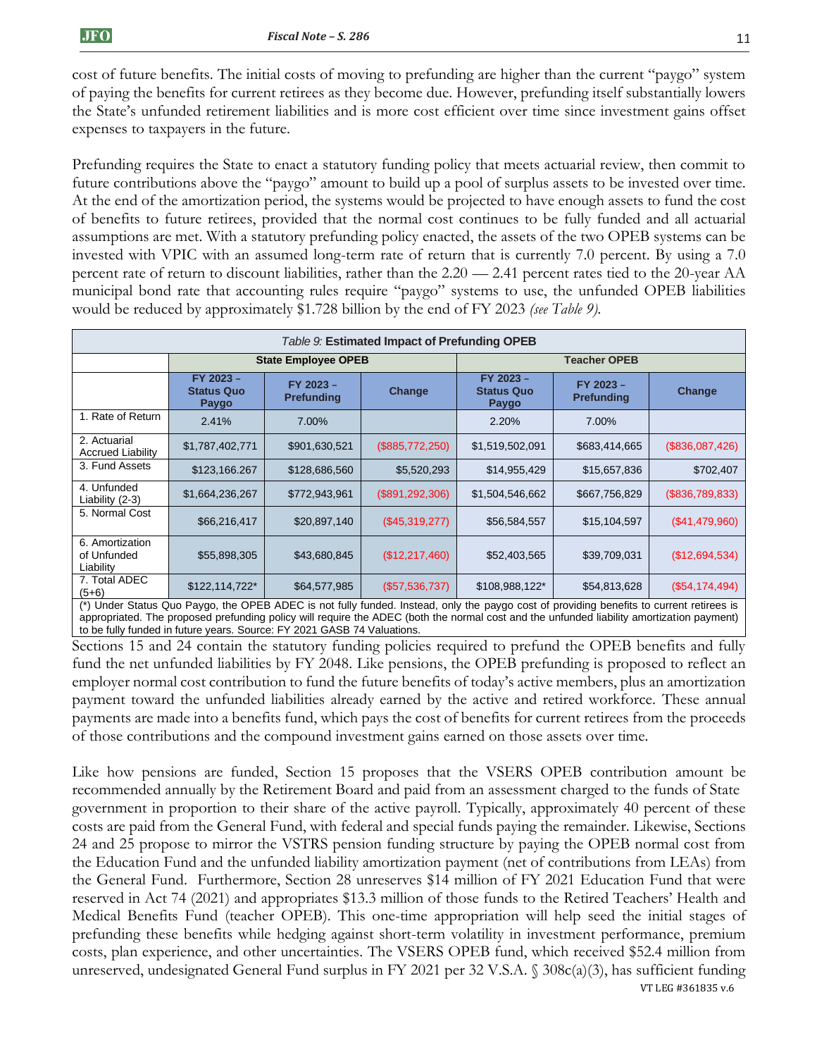cost of future benefits. The initial costs of moving to prefunding are higher than the current "paygo" system of paying the benefits for current retirees as they become due. However, prefunding itself substantially lowers the State's unfunded retirement liabilities and is more cost efficient over time since investment gains offset expenses to taxpayers in the future.

Prefunding requires the State to enact a statutory funding policy that meets actuarial review, then commit to future contributions above the "paygo" amount to build up a pool of surplus assets to be invested over time. At the end of the amortization period, the systems would be projected to have enough assets to fund the cost of benefits to future retirees, provided that the normal cost continues to be fully funded and all actuarial assumptions are met. With a statutory prefunding policy enacted, the assets of the two OPEB systems can be invested with VPIC with an assumed long-term rate of return that is currently 7.0 percent. By using a 7.0 percent rate of return to discount liabilities, rather than the 2.20 — 2.41 percent rates tied to the 20-year AA municipal bond rate that accounting rules require "paygo" systems to use, the unfunded OPEB liabilities would be reduced by approximately $1.728 billion by the end of FY 2023 *(see Table 9)*.

*Table 9:* **Estimated Impact of Prefunding OPEB**

| | State Employee OPEB | | | Teacher OPEB | | |
|---|---|---|---|---|---|---|
| | **FY 2023 – Status Quo Paygo** | **FY 2023 – Prefunding** | **Change** | **FY 2023 – Status Quo Paygo** | **FY 2023 – Prefunding** | **Change** |
| 1. Rate of Return | 2.41% | 7.00% | | 2.20% | 7.00% | |
| 2. Actuarial Accrued Liability | $1,787,402,771 | $901,630,521 | ($885,772,250) | $1,519,502,091 | $683,414,665 | ($836,087,426) |
| 3. Fund Assets | $123,166.267 | $128,686,560 | $5,520,293 | $14,955,429 | $15,657,836 | $702,407 |
| 4. Unfunded Liability (2-3) | $1,664,236,267 | $772,943,961 | ($891,292,306) | $1,504,546,662 | $667,756,829 | ($836,789,833) |
| 5. Normal Cost | $66,216,417 | $20,897,140 | ($45,319,277) | $56,584,557 | $15,104,597 | ($41,479,960) |
| 6. Amortization of Unfunded Liability | $55,898,305 | $43,680,845 | ($12,217,460) | $52,403,565 | $39,709,031 | ($12,694,534) |
| 7. Total ADEC (5+6) | $122,114,722* | $64,577,985 | ($57,536,737) | $108,988,122* | $54,813,628 | ($54,174,494) |

(*) Under Status Quo Paygo, the OPEB ADEC is not fully funded. Instead, only the paygo cost of providing benefits to current retirees is appropriated. The proposed prefunding policy will require the ADEC (both the normal cost and the unfunded liability amortization payment) to be fully funded in future years. Source: FY 2021 GASB 74 Valuations.

Sections 15 and 24 contain the statutory funding policies required to prefund the OPEB benefits and fully fund the net unfunded liabilities by FY 2048. Like pensions, the OPEB prefunding is proposed to reflect an employer normal cost contribution to fund the future benefits of today's active members, plus an amortization payment toward the unfunded liabilities already earned by the active and retired workforce. These annual payments are made into a benefits fund, which pays the cost of benefits for current retirees from the proceeds of those contributions and the compound investment gains earned on those assets over time.

Like how pensions are funded, Section 15 proposes that the VSERS OPEB contribution amount be recommended annually by the Retirement Board and paid from an assessment charged to the funds of State government in proportion to their share of the active payroll. Typically, approximately 40 percent of these costs are paid from the General Fund, with federal and special funds paying the remainder. Likewise, Sections 24 and 25 propose to mirror the VSTRS pension funding structure by paying the OPEB normal cost from the Education Fund and the unfunded liability amortization payment (net of contributions from LEAs) from the General Fund. Furthermore, Section 28 unreserves $14 million of FY 2021 Education Fund that were reserved in Act 74 (2021) and appropriates $13.3 million of those funds to the Retired Teachers' Health and Medical Benefits Fund (teacher OPEB). This one-time appropriation will help seed the initial stages of prefunding these benefits while hedging against short-term volatility in investment performance, premium costs, plan experience, and other uncertainties. The VSERS OPEB fund, which received $52.4 million from unreserved, undesignated General Fund surplus in FY 2021 per 32 V.S.A. § 308c(a)(3), has sufficient funding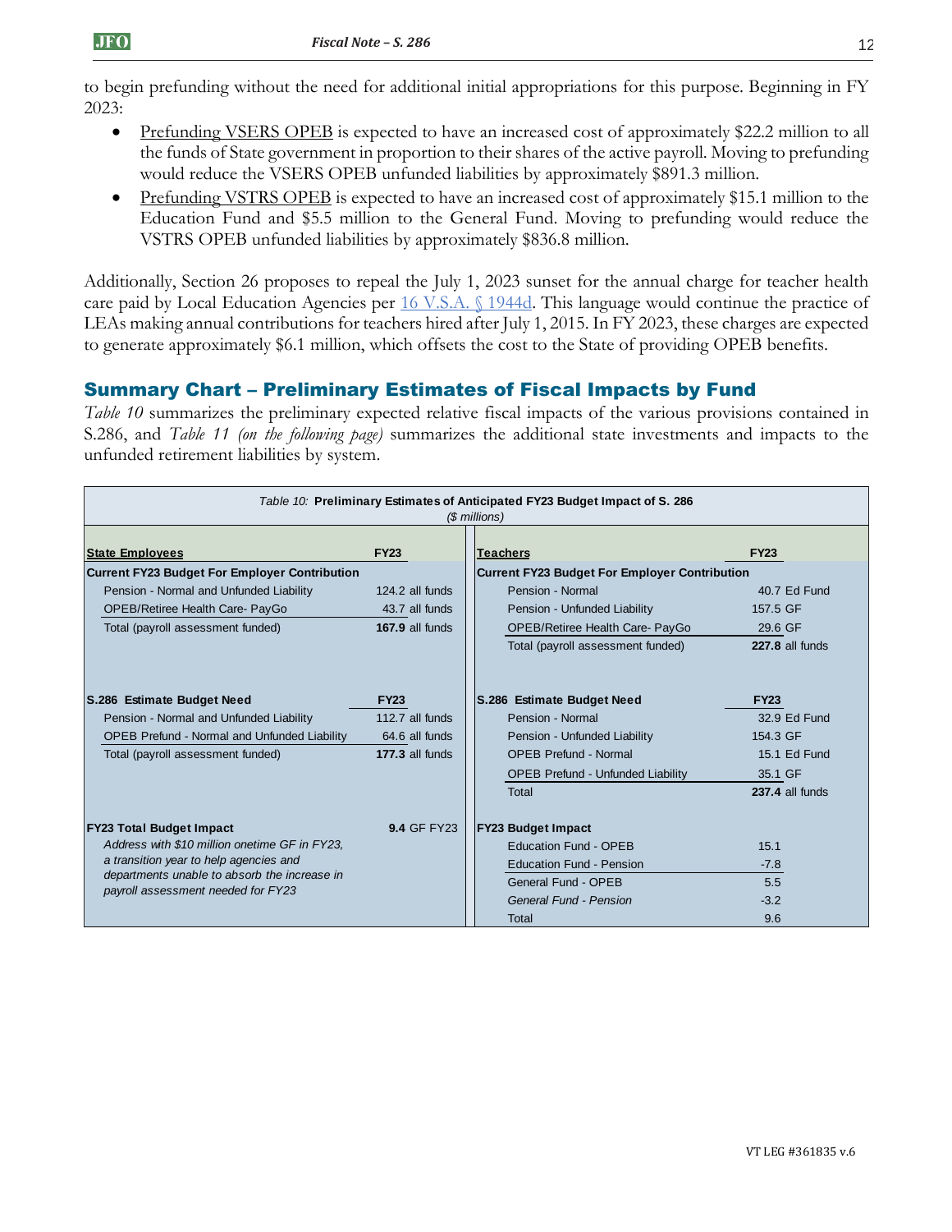to begin prefunding without the need for additional initial appropriations for this purpose. Beginning in FY 2023:

- Prefunding VSERS OPEB is expected to have an increased cost of approximately $22.2 million to all the funds of State government in proportion to their shares of the active payroll. Moving to prefunding would reduce the VSERS OPEB unfunded liabilities by approximately $891.3 million.
- Prefunding VSTRS OPEB is expected to have an increased cost of approximately $15.1 million to the Education Fund and $5.5 million to the General Fund. Moving to prefunding would reduce the VSTRS OPEB unfunded liabilities by approximately $836.8 million.

Additionally, Section 26 proposes to repeal the July 1, 2023 sunset for the annual charge for teacher health care paid by Local Education Agencies per 16 V.S.A. § 1944d. This language would continue the practice of LEAs making annual contributions for teachers hired after July 1, 2015. In FY 2023, these charges are expected to generate approximately $6.1 million, which offsets the cost to the State of providing OPEB benefits.

## Summary Chart – Preliminary Estimates of Fiscal Impacts by Fund

*Table 10* summarizes the preliminary expected relative fiscal impacts of the various provisions contained in S.286, and *Table 11 (on the following page)* summarizes the additional state investments and impacts to the unfunded retirement liabilities by system.

*Table 10:* **Preliminary Estimates of Anticipated FY23 Budget Impact of S. 286**
*($ millions)*

| State Employees | FY23 | Teachers | FY23 |
|---|---|---|---|
| **Current FY23 Budget For Employer Contribution** | | **Current FY23 Budget For Employer Contribution** | |
| Pension - Normal and Unfunded Liability | 124.2 all funds | Pension - Normal | 40.7 Ed Fund |
| OPEB/Retiree Health Care- PayGo | 43.7 all funds | Pension - Unfunded Liability | 157.5 GF |
| Total (payroll assessment funded) | **167.9** all funds | OPEB/Retiree Health Care- PayGo | 29.6 GF |
| | | Total (payroll assessment funded) | **227.8** all funds |
| **S.286 Estimate Budget Need** | **FY23** | **S.286 Estimate Budget Need** | **FY23** |
| Pension - Normal and Unfunded Liability | 112.7 all funds | Pension - Normal | 32.9 Ed Fund |
| OPEB Prefund - Normal and Unfunded Liability | 64.6 all funds | Pension - Unfunded Liability | 154.3 GF |
| Total (payroll assessment funded) | **177.3** all funds | OPEB Prefund - Normal | 15.1 Ed Fund |
| | | OPEB Prefund - Unfunded Liability | 35.1 GF |
| | | Total | **237.4** all funds |
| **FY23 Total Budget Impact** | **9.4** GF FY23 | **FY23 Budget Impact** | |
| *Address with $10 million onetime GF in FY23, a transition year to help agencies and departments unable to absorb the increase in payroll assessment needed for FY23* | | Education Fund - OPEB | 15.1 |
| | | Education Fund - Pension | -7.8 |
| | | General Fund - OPEB | 5.5 |
| | | *General Fund - Pension* | -3.2 |
| | | Total | 9.6 |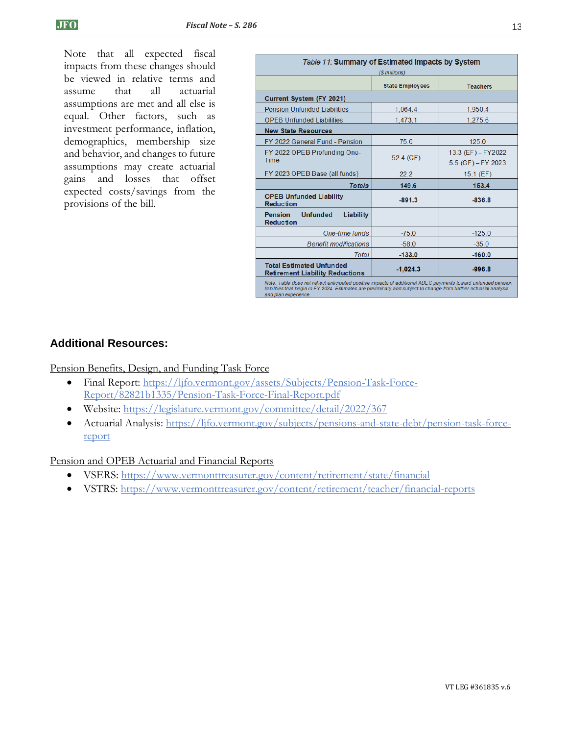Note that all expected fiscal impacts from these changes should be viewed in relative terms and assume that all actuarial assumptions are met and all else is equal. Other factors, such as investment performance, inflation, demographics, membership size and behavior, and changes to future actuarial assumptions may create actuarial gains and losses that offset expected costs/savings from the provisions of the bill.

*Table 11:* **Summary of Estimated Impacts by System**
*($ millions)*

| | State Employees | Teachers |
|---|---|---|
| **Current System (FY 2021)** | | |
| Pension Unfunded Liabilities | 1,064.4 | 1,950.4 |
| OPEB Unfunded Liabilities | 1,473.1 | 1,275.6 |
| **New State Resources** | | |
| FY 2022 General Fund - Pension | 75.0 | 125.0 |
| FY 2022 OPEB Prefunding One-Time | 52.4 (GF) | 13.3 (EF) – FY2022<br>5.5 (GF) – FY 2023 |
| FY 2023 OPEB Base (all funds) | 22.2 | 15.1 (EF) |
| ***Totals*** | **149.6** | **153.4** |
| **OPEB Unfunded Liability Reduction** | **-891.3** | **-836.8** |
| **Pension Unfunded Liability Reduction** | | |
| *One-time funds* | -75.0 | -125.0 |
| *Benefit modifications* | -58.0 | -35.0 |
| *Total* | **-133.0** | **-160.0** |
| **Total Estimated Unfunded Retirement Liability Reductions** | **-1,024.3** | **-996.8** |

*Note: Table does not reflect anticipated positive impacts of additional ADEC payments toward unfunded pension liabilities that begin in FY 2024. Estimates are preliminary and subject to change from further actuarial analysis and plan experience.*

## Additional Resources:

Pension Benefits, Design, and Funding Task Force

- Final Report: https://ljfo.vermont.gov/assets/Subjects/Pension-Task-Force-Report/82821b1335/Pension-Task-Force-Final-Report.pdf
- Website: https://legislature.vermont.gov/committee/detail/2022/367
- Actuarial Analysis: https://ljfo.vermont.gov/subjects/pensions-and-state-debt/pension-task-force-report

Pension and OPEB Actuarial and Financial Reports

- VSERS: https://www.vermonttreasurer.gov/content/retirement/state/financial
- VSTRS: https://www.vermonttreasurer.gov/content/retirement/teacher/financial-reports

VT LEG #361835 v.6